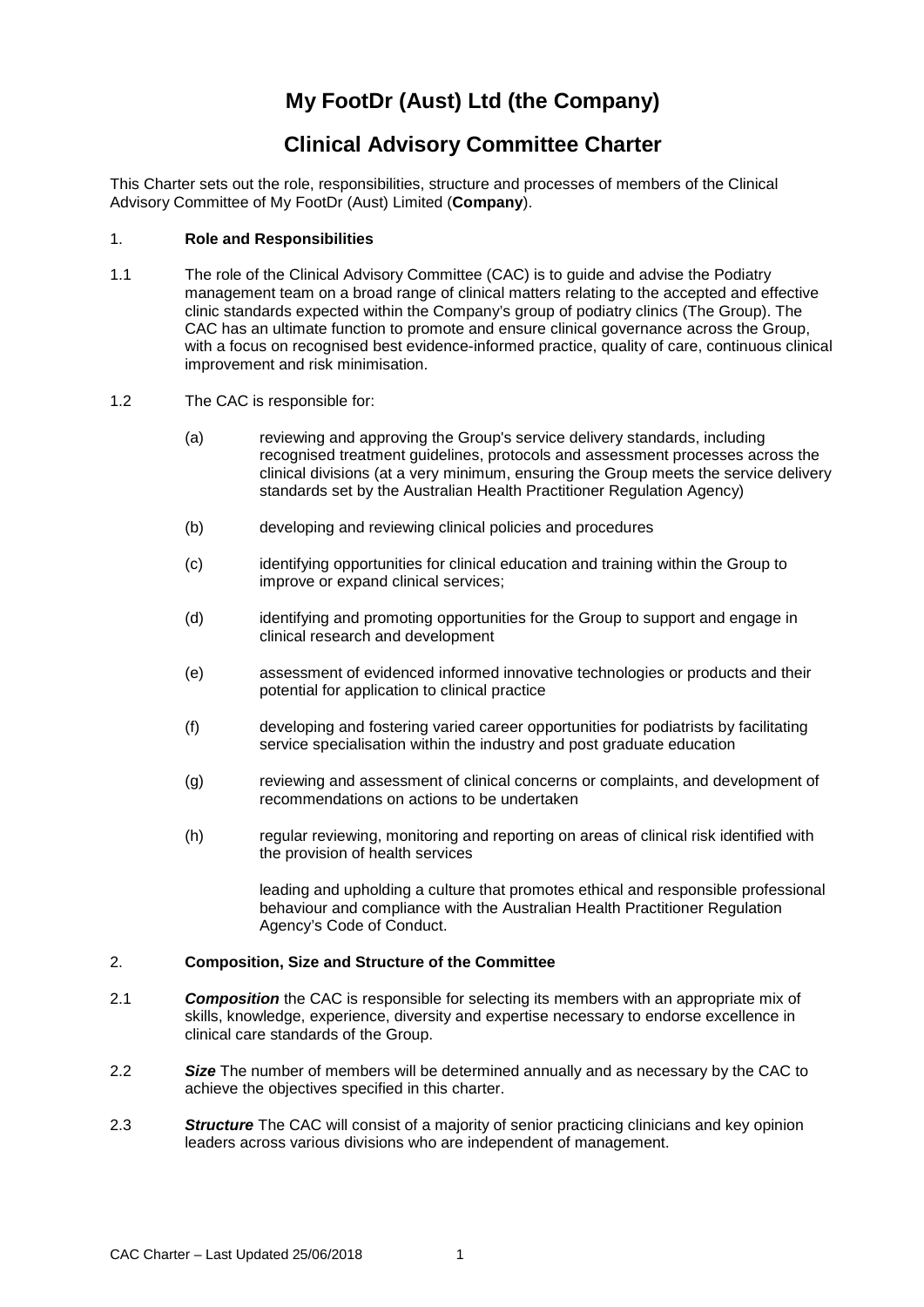# My FootDr (Aust) Ltd (the Company)

## Clinical Advisory Committee Charter

This Charter sets out the role, responsibilities, structure and processes of members of the Clinical Advisory Committee of My FootDr (Aust) Limited (**Company**).

1. **Role and Responsibilities**

1.1 The role of the Clinical Advisory Committee (CAC) is to guide and advise the Podiatry management team on a broad range of clinical matters relating to the accepted and effective clinic standards expected within the Company's group of podiatry clinics (The Group). The CAC has an ultimate function to promote and ensure clinical governance across the Group, with a focus on recognised best evidence-informed practice, quality of care, continuous clinical improvement and risk minimisation.

1.2 The CAC is responsible for:

(a) reviewing and approving the Group's service delivery standards, including recognised treatment guidelines, protocols and assessment processes across the clinical divisions (at a very minimum, ensuring the Group meets the service delivery standards set by the Australian Health Practitioner Regulation Agency)

(b) developing and reviewing clinical policies and procedures

(c) identifying opportunities for clinical education and training within the Group to improve or expand clinical services;

(d) identifying and promoting opportunities for the Group to support and engage in clinical research and development

(e) assessment of evidenced informed innovative technologies or products and their potential for application to clinical practice

(f) developing and fostering varied career opportunities for podiatrists by facilitating service specialisation within the industry and post graduate education

(g) reviewing and assessment of clinical concerns or complaints, and development of recommendations on actions to be undertaken

(h) regular reviewing, monitoring and reporting on areas of clinical risk identified with the provision of health services

leading and upholding a culture that promotes ethical and responsible professional behaviour and compliance with the Australian Health Practitioner Regulation Agency's Code of Conduct.

2. **Composition, Size and Structure of the Committee**

2.1 ***Composition*** the CAC is responsible for selecting its members with an appropriate mix of skills, knowledge, experience, diversity and expertise necessary to endorse excellence in clinical care standards of the Group.

2.2 ***Size*** The number of members will be determined annually and as necessary by the CAC to achieve the objectives specified in this charter.

2.3 ***Structure*** The CAC will consist of a majority of senior practicing clinicians and key opinion leaders across various divisions who are independent of management.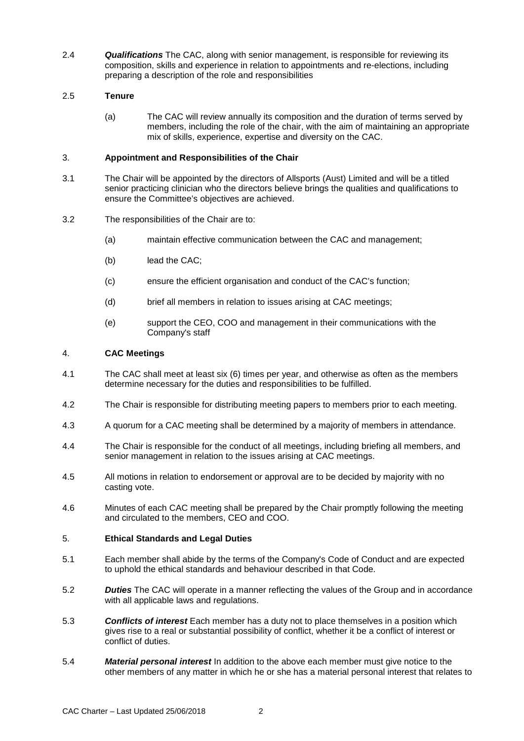2.4 ***Qualifications*** The CAC, along with senior management, is responsible for reviewing its composition, skills and experience in relation to appointments and re-elections, including preparing a description of the role and responsibilities

2.5 **Tenure**

(a) The CAC will review annually its composition and the duration of terms served by members, including the role of the chair, with the aim of maintaining an appropriate mix of skills, experience, expertise and diversity on the CAC.

## 3. Appointment and Responsibilities of the Chair

3.1 The Chair will be appointed by the directors of Allsports (Aust) Limited and will be a titled senior practicing clinician who the directors believe brings the qualities and qualifications to ensure the Committee's objectives are achieved.

3.2 The responsibilities of the Chair are to:

(a) maintain effective communication between the CAC and management;

(b) lead the CAC;

(c) ensure the efficient organisation and conduct of the CAC's function;

(d) brief all members in relation to issues arising at CAC meetings;

(e) support the CEO, COO and management in their communications with the Company's staff

## 4. CAC Meetings

4.1 The CAC shall meet at least six (6) times per year, and otherwise as often as the members determine necessary for the duties and responsibilities to be fulfilled.

4.2 The Chair is responsible for distributing meeting papers to members prior to each meeting.

4.3 A quorum for a CAC meeting shall be determined by a majority of members in attendance.

4.4 The Chair is responsible for the conduct of all meetings, including briefing all members, and senior management in relation to the issues arising at CAC meetings.

4.5 All motions in relation to endorsement or approval are to be decided by majority with no casting vote.

4.6 Minutes of each CAC meeting shall be prepared by the Chair promptly following the meeting and circulated to the members, CEO and COO.

## 5. Ethical Standards and Legal Duties

5.1 Each member shall abide by the terms of the Company's Code of Conduct and are expected to uphold the ethical standards and behaviour described in that Code.

5.2 ***Duties*** The CAC will operate in a manner reflecting the values of the Group and in accordance with all applicable laws and regulations.

5.3 ***Conflicts of interest*** Each member has a duty not to place themselves in a position which gives rise to a real or substantial possibility of conflict, whether it be a conflict of interest or conflict of duties.

5.4 ***Material personal interest*** In addition to the above each member must give notice to the other members of any matter in which he or she has a material personal interest that relates to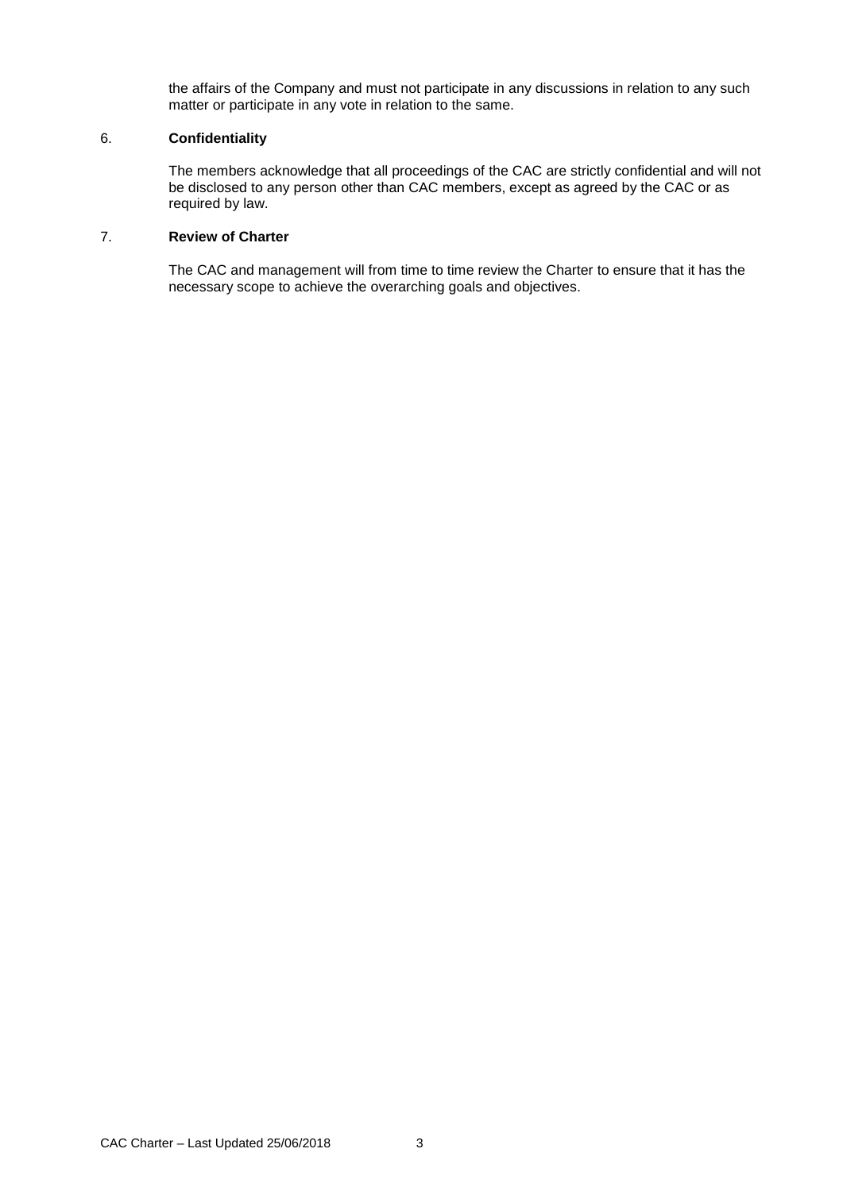the affairs of the Company and must not participate in any discussions in relation to any such matter or participate in any vote in relation to the same.

## 6. Confidentiality

The members acknowledge that all proceedings of the CAC are strictly confidential and will not be disclosed to any person other than CAC members, except as agreed by the CAC or as required by law.

## 7. Review of Charter

The CAC and management will from time to time review the Charter to ensure that it has the necessary scope to achieve the overarching goals and objectives.